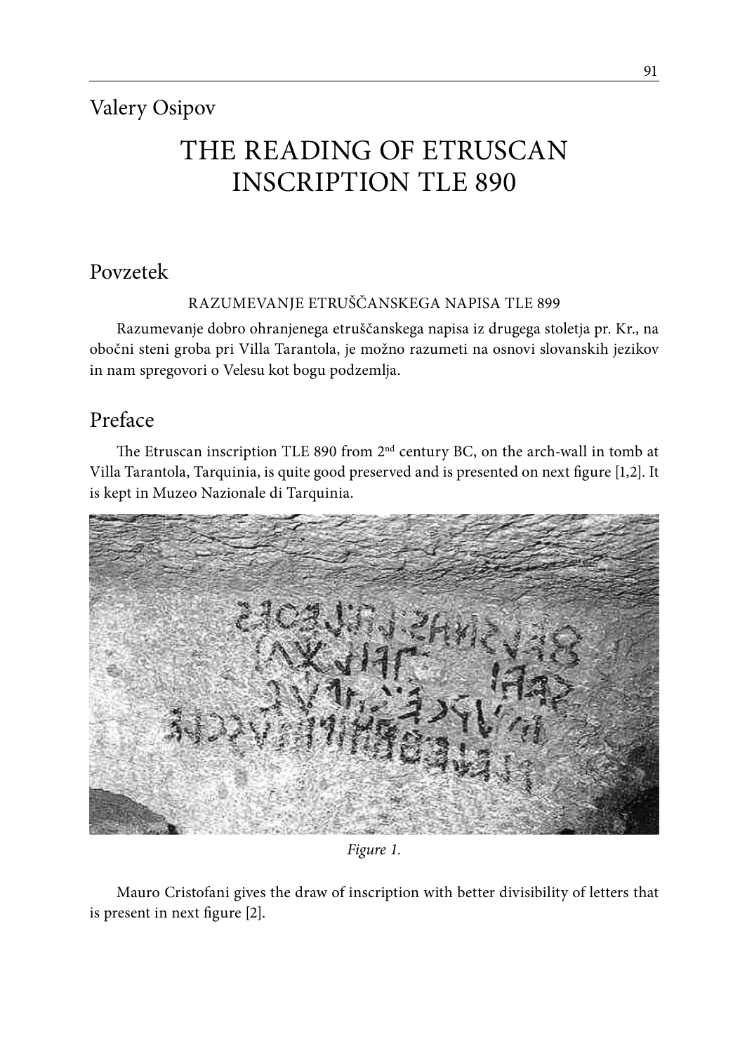Valery Osipov

# THE READING OF ETRUSCAN INSCRIPTION TLE 890

## Povzetek

RAZUMEVANJE ETRUŠČANSKEGA NAPISA TLE 899

Razumevanje dobro ohranjenega etruščanskega napisa iz drugega stoletja pr. Kr., na obočni steni groba pri Villa Tarantola, je možno razumeti na osnovi slovanskih jezikov in nam spregovori o Velesu kot bogu podzemlja.

## Preface

The Etruscan inscription TLE 890 from 2nd century BC, on the arch-wall in tomb at Villa Tarantola, Tarquinia, is quite good preserved and is presented on next figure [1,2]. It is kept in Muzeo Nazionale di Tarquinia.

*Figure 1.*

Mauro Cristofani gives the draw of inscription with better divisibility of letters that is present in next figure [2].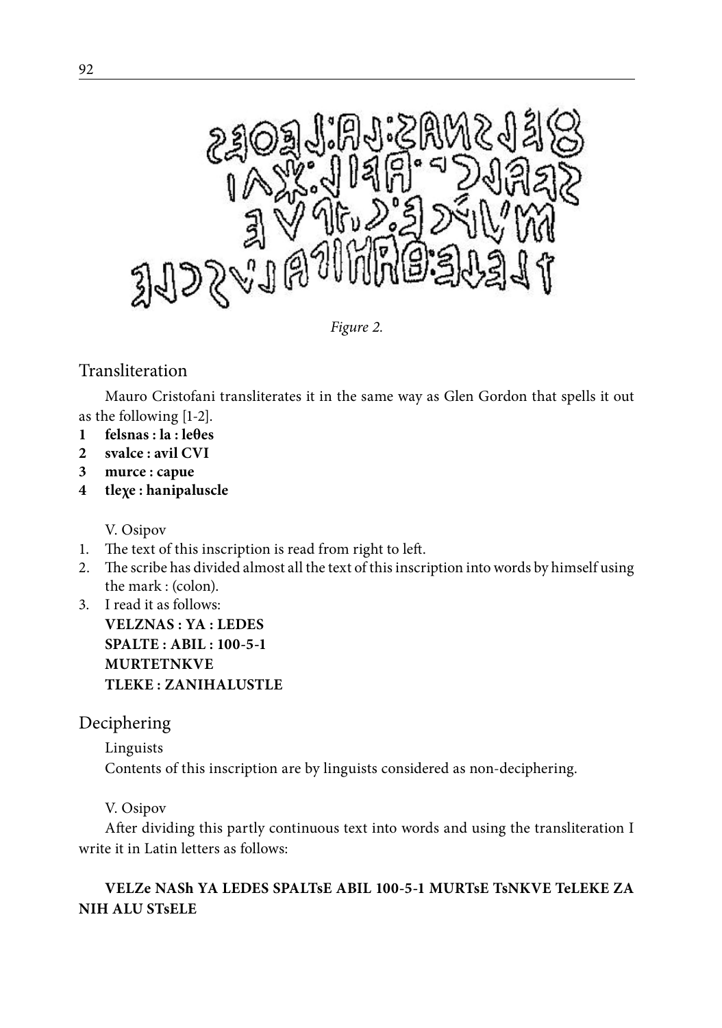*Figure 2.*

## Transliteration

Mauro Cristofani transliterates it in the same way as Glen Gordon that spells it out as the following [1-2].

1 **felsnas : la : leθes**
2 **svalce : avil CVI**
3 **murce : capue**
4 **tleχe : hanipaluscle**

V. Osipov

1. The text of this inscription is read from right to left.
2. The scribe has divided almost all the text of this inscription into words by himself using the mark : (colon).
3. I read it as follows:
   **VELZNAS : YA : LEDES**
   **SPALTE : ABIL : 100-5-1**
   **MURTETNKVE**
   **TLEKE : ZANIHALUSTLE**

## Deciphering

Linguists

Contents of this inscription are by linguists considered as non-deciphering.

V. Osipov

After dividing this partly continuous text into words and using the transliteration I write it in Latin letters as follows:

**VELZe NASh YA LEDES SPALTsE ABIL 100-5-1 MURTsE TsNKVE TeLEKE ZA NIH ALU STsELE**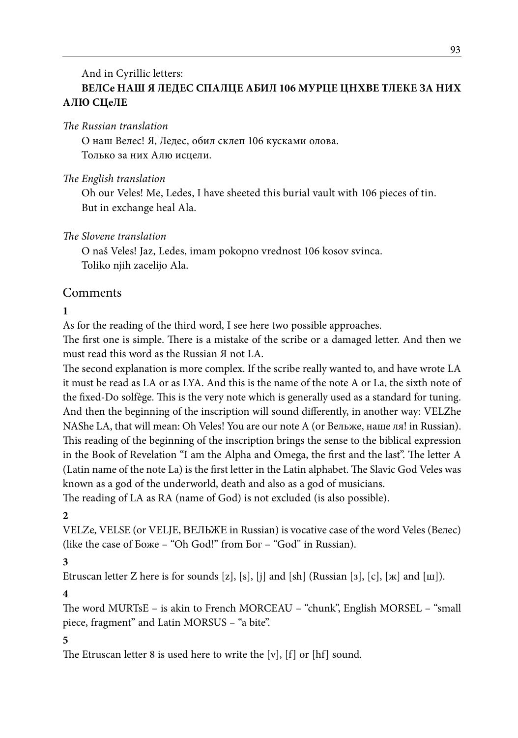And in Cyrillic letters:

**ВЕЛСе НАШ Я ЛЕДЕС СПАЛЦЕ АБИЛ 106 МУРЦЕ ЦНХВЕ ТЛЕКЕ ЗА НИХ АЛЮ СЦеЛЕ**

*The Russian translation*

О наш Велес! Я, Ледес, обил склеп 106 кусками олова.
Только за них Алю исцели.

*The English translation*

Oh our Veles! Me, Ledes, I have sheeted this burial vault with 106 pieces of tin.
But in exchange heal Ala.

*The Slovene translation*

O naš Veles! Jaz, Ledes, imam pokopno vrednost 106 kosov svinca.
Toliko njih zacelijo Ala.

## Comments

**1**

As for the reading of the third word, I see here two possible approaches.
The first one is simple. There is a mistake of the scribe or a damaged letter. And then we must read this word as the Russian Я not LA.
The second explanation is more complex. If the scribe really wanted to, and have wrote LA it must be read as LA or as LYA. And this is the name of the note A or La, the sixth note of the fixed-Do solfège. This is the very note which is generally used as a standard for tuning. And then the beginning of the inscription will sound differently, in another way: VELZhe NAShe LA, that will mean: Oh Veles! You are our note A (or Вельже, наше ля! in Russian). This reading of the beginning of the inscription brings the sense to the biblical expression in the Book of Revelation "I am the Alpha and Omega, the first and the last". The letter A (Latin name of the note La) is the first letter in the Latin alphabet. The Slavic God Veles was known as a god of the underworld, death and also as a god of musicians.
The reading of LA as RA (name of God) is not excluded (is also possible).

**2**

VELZe, VELSE (or VELJE, ВЕЛЬЖЕ in Russian) is vocative case of the word Veles (Велес) (like the case of Боже – "Oh God!" from Бог – "God" in Russian).

**3**

Etruscan letter Z here is for sounds [z], [s], [j] and [sh] (Russian [з], [с], [ж] and [ш]).

**4**

The word MURTsE – is akin to French MORCEAU – "chunk", English MORSEL – "small piece, fragment" and Latin MORSUS – "a bite".

**5**

The Etruscan letter 8 is used here to write the [v], [f] or [hf] sound.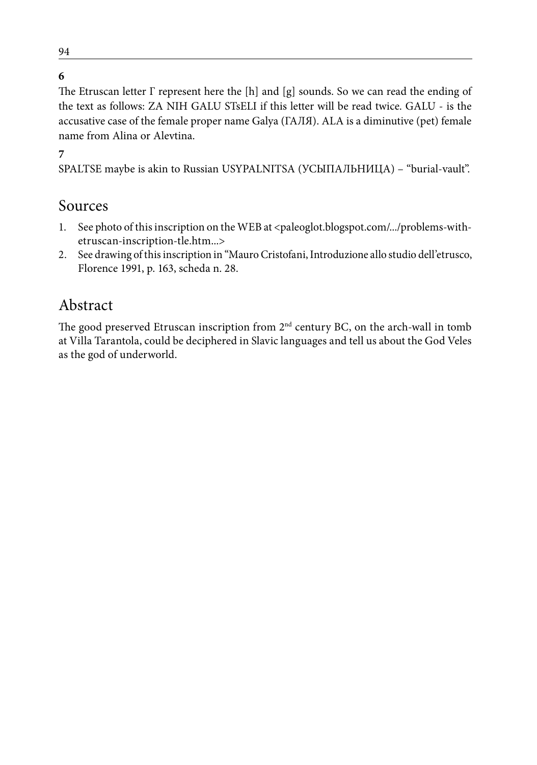**6**

The Etruscan letter Γ represent here the [h] and [g] sounds. So we can read the ending of the text as follows: ZA NIH GALU STsELI if this letter will be read twice. GALU - is the accusative case of the female proper name Galya (ГАЛЯ). ALA is a diminutive (pet) female name from Alina or Alevtina.

**7**

SPALTSE maybe is akin to Russian USYPALNITSA (УСЫПАЛЬНИЦА) – "burial-vault".

## Sources

1. See photo of this inscription on the WEB at <paleoglot.blogspot.com/.../problems-with-etruscan-inscription-tle.htm...>
2. See drawing of this inscription in "Mauro Cristofani, Introduzione allo studio dell'etrusco, Florence 1991, p. 163, scheda n. 28.

## Abstract

The good preserved Etruscan inscription from 2nd century BC, on the arch-wall in tomb at Villa Tarantola, could be deciphered in Slavic languages and tell us about the God Veles as the god of underworld.